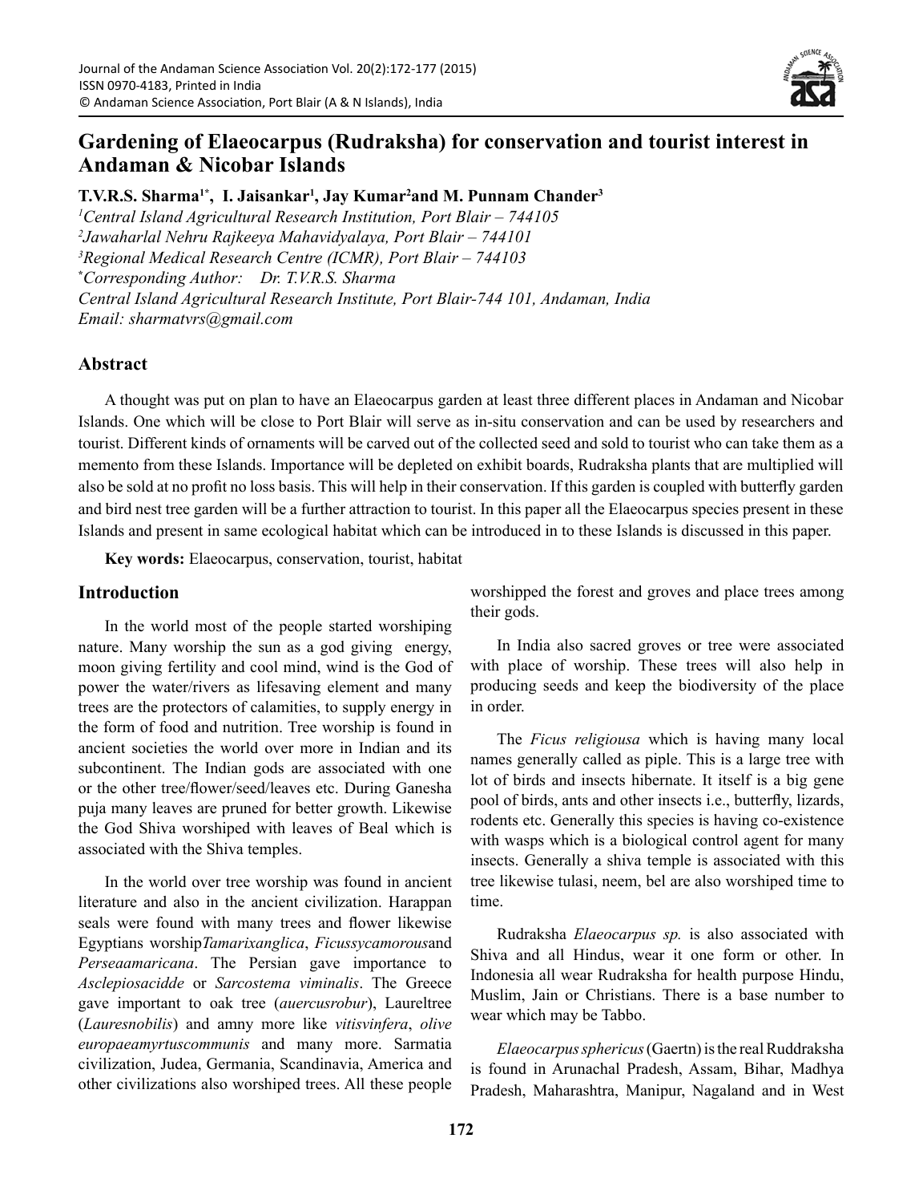# Gardening of Elaeocarpus (Rudraksha) for conservation and tourist interest in Andaman & Nicobar Islands

**T.V.R.S. Sharma[1*], I. Jaisankar[1], Jay Kumar[2]and M. Punnam Chander[3]**

[1]*Central Island Agricultural Research Institution, Port Blair – 744105*
[2]*Jawaharlal Nehru Rajkeeya Mahavidyalaya, Port Blair – 744101*
[3]*Regional Medical Research Centre (ICMR), Port Blair – 744103*
[*]*Corresponding Author: Dr. T.V.R.S. Sharma*
*Central Island Agricultural Research Institute, Port Blair-744 101, Andaman, India*
*Email: sharmatvrs@gmail.com*

## Abstract

A thought was put on plan to have an Elaeocarpus garden at least three different places in Andaman and Nicobar Islands. One which will be close to Port Blair will serve as in-situ conservation and can be used by researchers and tourist. Different kinds of ornaments will be carved out of the collected seed and sold to tourist who can take them as a memento from these Islands. Importance will be depleted on exhibit boards, Rudraksha plants that are multiplied will also be sold at no profit no loss basis. This will help in their conservation. If this garden is coupled with butterfly garden and bird nest tree garden will be a further attraction to tourist. In this paper all the Elaeocarpus species present in these Islands and present in same ecological habitat which can be introduced in to these Islands is discussed in this paper.

**Key words:** Elaeocarpus, conservation, tourist, habitat

## Introduction

In the world most of the people started worshiping nature. Many worship the sun as a god giving energy, moon giving fertility and cool mind, wind is the God of power the water/rivers as lifesaving element and many trees are the protectors of calamities, to supply energy in the form of food and nutrition. Tree worship is found in ancient societies the world over more in Indian and its subcontinent. The Indian gods are associated with one or the other tree/flower/seed/leaves etc. During Ganesha puja many leaves are pruned for better growth. Likewise the God Shiva worshiped with leaves of Beal which is associated with the Shiva temples.

In the world over tree worship was found in ancient literature and also in the ancient civilization. Harappan seals were found with many trees and flower likewise Egyptians worship*Tamarixanglica*, *Ficussycamorous*and *Perseaamaricana*. The Persian gave importance to *Asclepiosacidde* or *Sarcostema viminalis*. The Greece gave important to oak tree (*auercusrobur*), Laureltree (*Lauresnobilis*) and amny more like *vitisvinfera*, *olive europaeamyrtuscommunis* and many more. Sarmatia civilization, Judea, Germania, Scandinavia, America and other civilizations also worshiped trees. All these people worshipped the forest and groves and place trees among their gods.

In India also sacred groves or tree were associated with place of worship. These trees will also help in producing seeds and keep the biodiversity of the place in order.

The *Ficus religiousa* which is having many local names generally called as piple. This is a large tree with lot of birds and insects hibernate. It itself is a big gene pool of birds, ants and other insects i.e., butterfly, lizards, rodents etc. Generally this species is having co-existence with wasps which is a biological control agent for many insects. Generally a shiva temple is associated with this tree likewise tulasi, neem, bel are also worshiped time to time.

Rudraksha *Elaeocarpus sp.* is also associated with Shiva and all Hindus, wear it one form or other. In Indonesia all wear Rudraksha for health purpose Hindu, Muslim, Jain or Christians. There is a base number to wear which may be Tabbo.

*Elaeocarpus sphericus* (Gaertn) is the real Ruddraksha is found in Arunachal Pradesh, Assam, Bihar, Madhya Pradesh, Maharashtra, Manipur, Nagaland and in West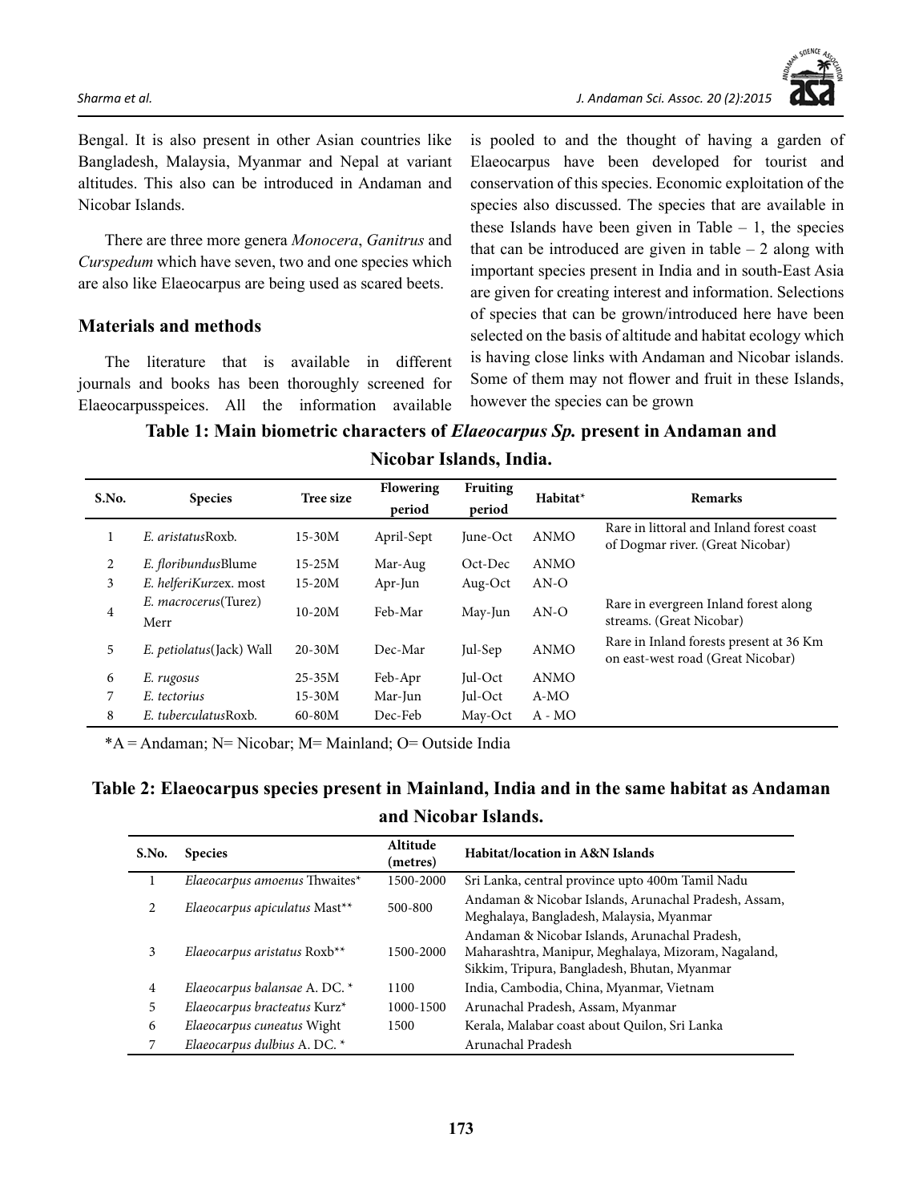Bengal. It is also present in other Asian countries like Bangladesh, Malaysia, Myanmar and Nepal at variant altitudes. This also can be introduced in Andaman and Nicobar Islands.

There are three more genera *Monocera*, *Ganitrus* and *Curspedum* which have seven, two and one species which are also like Elaeocarpus are being used as scared beets.

## Materials and methods

The literature that is available in different journals and books has been thoroughly screened for Elaeocarpusspeices. All the information available is pooled to and the thought of having a garden of Elaeocarpus have been developed for tourist and conservation of this species. Economic exploitation of the species also discussed. The species that are available in these Islands have been given in Table – 1, the species that can be introduced are given in table – 2 along with important species present in India and in south-East Asia are given for creating interest and information. Selections of species that can be grown/introduced here have been selected on the basis of altitude and habitat ecology which is having close links with Andaman and Nicobar islands. Some of them may not flower and fruit in these Islands, however the species can be grown

**Table 1: Main biometric characters of *Elaeocarpus Sp.* present in Andaman and Nicobar Islands, India.**

| S.No. | Species | Tree size | Flowering period | Fruiting period | Habitat* | Remarks |
|---|---|---|---|---|---|---|
| 1 | *E. aristatus*Roxb. | 15-30M | April-Sept | June-Oct | ANMO | Rare in littoral and Inland forest coast of Dogmar river. (Great Nicobar) |
| 2 | *E. floribundus*Blume | 15-25M | Mar-Aug | Oct-Dec | ANMO | |
| 3 | *E. helferiKurz*ex. most | 15-20M | Apr-Jun | Aug-Oct | AN-O | |
| 4 | *E. macrocerus*(Turez) Merr | 10-20M | Feb-Mar | May-Jun | AN-O | Rare in evergreen Inland forest along streams. (Great Nicobar) |
| 5 | *E. petiolatus*(Jack) Wall | 20-30M | Dec-Mar | Jul-Sep | ANMO | Rare in Inland forests present at 36 Km on east-west road (Great Nicobar) |
| 6 | *E. rugosus* | 25-35M | Feb-Apr | Jul-Oct | ANMO | |
| 7 | *E. tectorius* | 15-30M | Mar-Jun | Jul-Oct | A-MO | |
| 8 | *E. tuberculatus*Roxb. | 60-80M | Dec-Feb | May-Oct | A - MO | |

*A = Andaman; N= Nicobar; M= Mainland; O= Outside India

**Table 2: Elaeocarpus species present in Mainland, India and in the same habitat as Andaman and Nicobar Islands.**

| S.No. | Species | Altitude (metres) | Habitat/location in A&N Islands |
|---|---|---|---|
| 1 | *Elaeocarpus amoenus* Thwaites* | 1500-2000 | Sri Lanka, central province upto 400m Tamil Nadu |
| 2 | *Elaeocarpus apiculatus* Mast** | 500-800 | Andaman & Nicobar Islands, Arunachal Pradesh, Assam, Meghalaya, Bangladesh, Malaysia, Myanmar |
| 3 | *Elaeocarpus aristatus* Roxb** | 1500-2000 | Andaman & Nicobar Islands, Arunachal Pradesh, Maharashtra, Manipur, Meghalaya, Mizoram, Nagaland, Sikkim, Tripura, Bangladesh, Bhutan, Myanmar |
| 4 | *Elaeocarpus balansae* A. DC. * | 1100 | India, Cambodia, China, Myanmar, Vietnam |
| 5 | *Elaeocarpus bracteatus* Kurz* | 1000-1500 | Arunachal Pradesh, Assam, Myanmar |
| 6 | *Elaeocarpus cuneatus* Wight | 1500 | Kerala, Malabar coast about Quilon, Sri Lanka |
| 7 | *Elaeocarpus dulbius* A. DC. * | | Arunachal Pradesh |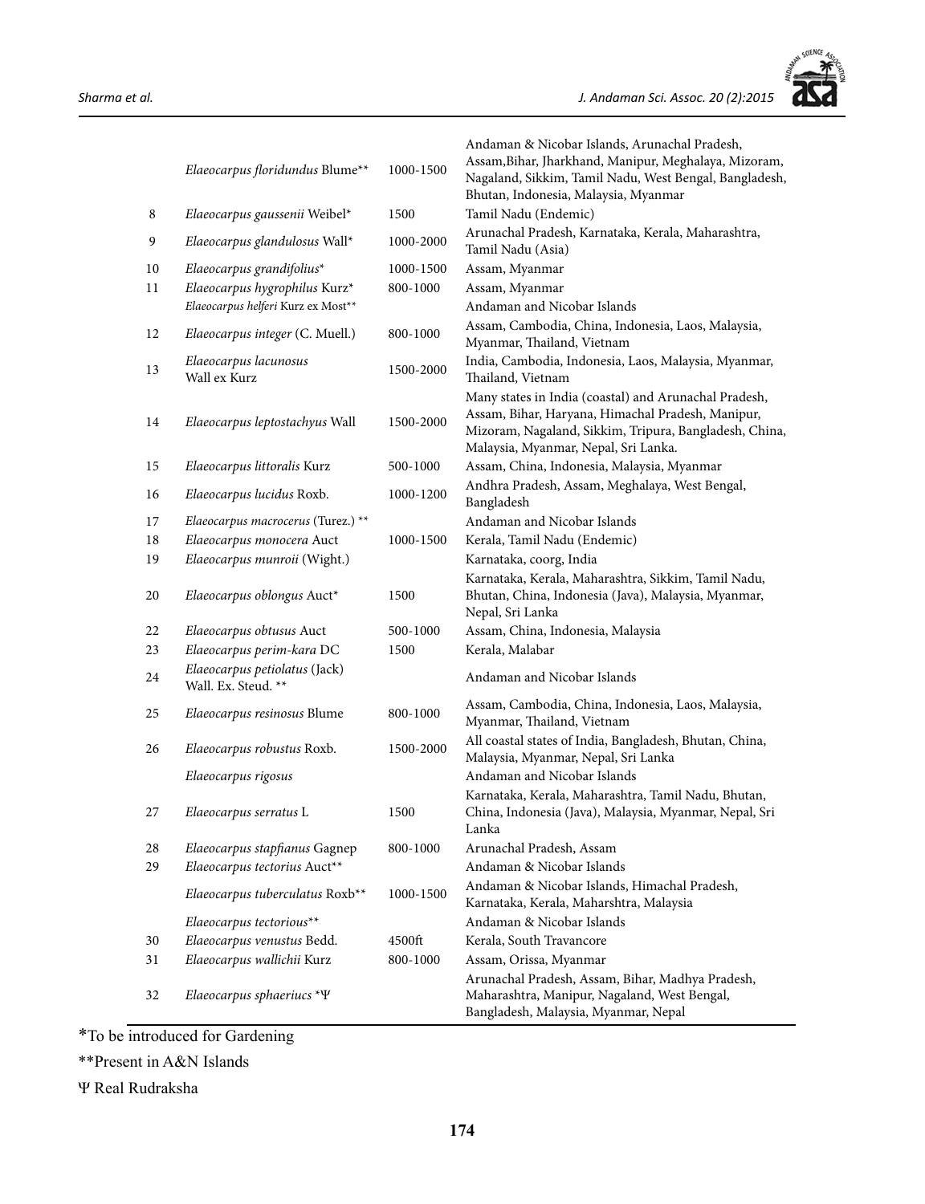| | | | |
|---|---|---|---|
| | *Elaeocarpus floridundus* Blume** | 1000-1500 | Andaman & Nicobar Islands, Arunachal Pradesh, Assam,Bihar, Jharkhand, Manipur, Meghalaya, Mizoram, Nagaland, Sikkim, Tamil Nadu, West Bengal, Bangladesh, Bhutan, Indonesia, Malaysia, Myanmar |
| 8 | *Elaeocarpus gaussenii* Weibel* | 1500 | Tamil Nadu (Endemic) |
| 9 | *Elaeocarpus glandulosus* Wall* | 1000-2000 | Arunachal Pradesh, Karnataka, Kerala, Maharashtra, Tamil Nadu (Asia) |
| 10 | *Elaeocarpus grandifolius** | 1000-1500 | Assam, Myanmar |
| 11 | *Elaeocarpus hygrophilus* Kurz* | 800-1000 | Assam, Myanmar |
| | *Elaeocarpus helferi* Kurz ex Most** | | Andaman and Nicobar Islands |
| 12 | *Elaeocarpus integer* (C. Muell.) | 800-1000 | Assam, Cambodia, China, Indonesia, Laos, Malaysia, Myanmar, Thailand, Vietnam |
| 13 | *Elaeocarpus lacunosus* Wall ex Kurz | 1500-2000 | India, Cambodia, Indonesia, Laos, Malaysia, Myanmar, Thailand, Vietnam |
| 14 | *Elaeocarpus leptostachyus* Wall | 1500-2000 | Many states in India (coastal) and Arunachal Pradesh, Assam, Bihar, Haryana, Himachal Pradesh, Manipur, Mizoram, Nagaland, Sikkim, Tripura, Bangladesh, China, Malaysia, Myanmar, Nepal, Sri Lanka. |
| 15 | *Elaeocarpus littoralis* Kurz | 500-1000 | Assam, China, Indonesia, Malaysia, Myanmar |
| 16 | *Elaeocarpus lucidus* Roxb. | 1000-1200 | Andhra Pradesh, Assam, Meghalaya, West Bengal, Bangladesh |
| 17 | *Elaeocarpus macrocerus* (Turez.) ** | | Andaman and Nicobar Islands |
| 18 | *Elaeocarpus monocera* Auct | 1000-1500 | Kerala, Tamil Nadu (Endemic) |
| 19 | *Elaeocarpus munroii* (Wight.) | | Karnataka, coorg, India |
| 20 | *Elaeocarpus oblongus* Auct* | 1500 | Karnataka, Kerala, Maharashtra, Sikkim, Tamil Nadu, Bhutan, China, Indonesia (Java), Malaysia, Myanmar, Nepal, Sri Lanka |
| 22 | *Elaeocarpus obtusus* Auct | 500-1000 | Assam, China, Indonesia, Malaysia |
| 23 | *Elaeocarpus perim-kara* DC | 1500 | Kerala, Malabar |
| 24 | *Elaeocarpus petiolatus* (Jack) Wall. Ex. Steud. ** | | Andaman and Nicobar Islands |
| 25 | *Elaeocarpus resinosus* Blume | 800-1000 | Assam, Cambodia, China, Indonesia, Laos, Malaysia, Myanmar, Thailand, Vietnam |
| 26 | *Elaeocarpus robustus* Roxb. | 1500-2000 | All coastal states of India, Bangladesh, Bhutan, China, Malaysia, Myanmar, Nepal, Sri Lanka |
| | *Elaeocarpus rigosus* | | Andaman and Nicobar Islands |
| 27 | *Elaeocarpus serratus* L | 1500 | Karnataka, Kerala, Maharashtra, Tamil Nadu, Bhutan, China, Indonesia (Java), Malaysia, Myanmar, Nepal, Sri Lanka |
| 28 | *Elaeocarpus stapfianus* Gagnep | 800-1000 | Arunachal Pradesh, Assam |
| 29 | *Elaeocarpus tectorius* Auct** | | Andaman & Nicobar Islands |
| | *Elaeocarpus tuberculatus* Roxb** | 1000-1500 | Andaman & Nicobar Islands, Himachal Pradesh, Karnataka, Kerala, Maharshtra, Malaysia |
| | *Elaeocarpus tectorious*** | | Andaman & Nicobar Islands |
| 30 | *Elaeocarpus venustus* Bedd. | 4500ft | Kerala, South Travancore |
| 31 | *Elaeocarpus wallichii* Kurz | 800-1000 | Assam, Orissa, Myanmar |
| 32 | *Elaeocarpus sphaeriucs* *Ψ | | Arunachal Pradesh, Assam, Bihar, Madhya Pradesh, Maharashtra, Manipur, Nagaland, West Bengal, Bangladesh, Malaysia, Myanmar, Nepal |

*To be introduced for Gardening

**Present in A&N Islands

Ψ Real Rudraksha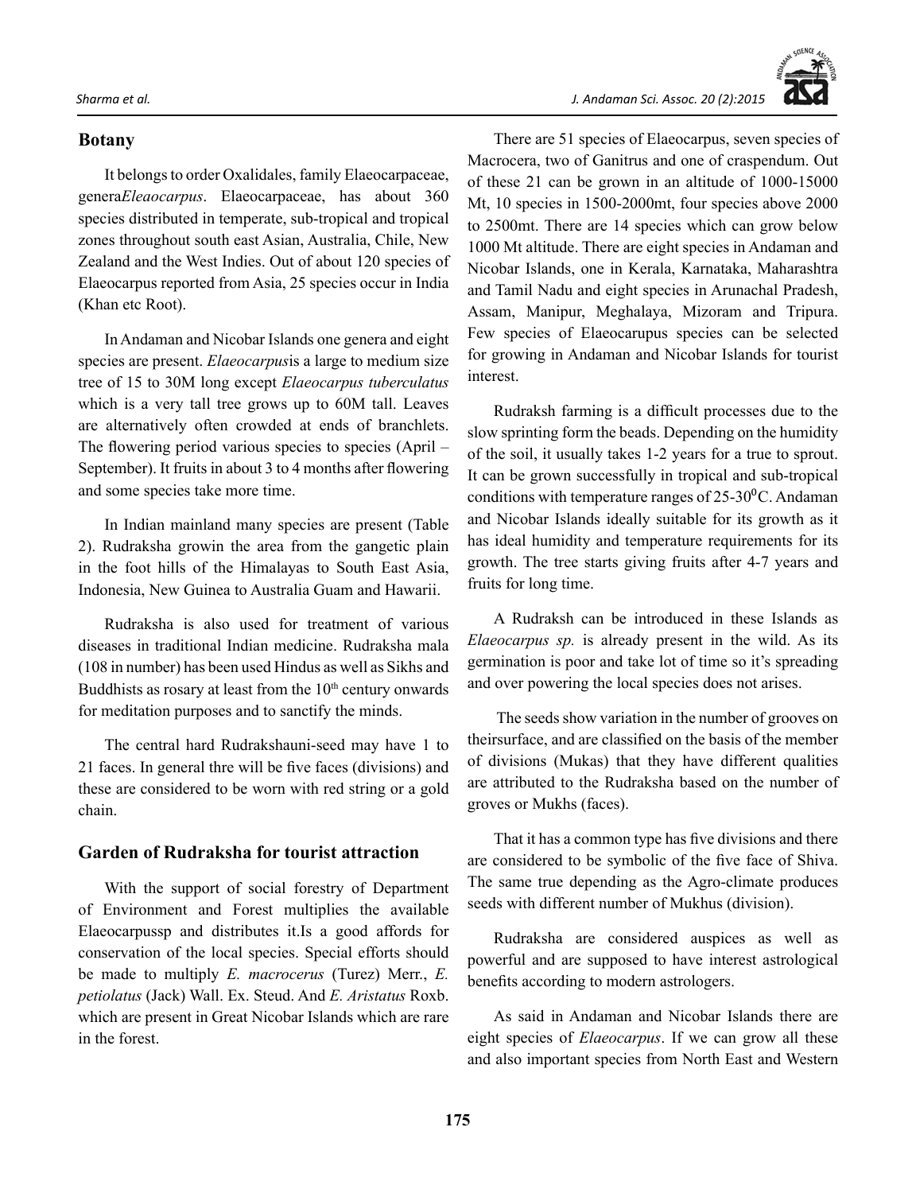## Botany

It belongs to order Oxalidales, family Elaeocarpaceae, genera*Eleaocarpus*. Elaeocarpaceae, has about 360 species distributed in temperate, sub-tropical and tropical zones throughout south east Asian, Australia, Chile, New Zealand and the West Indies. Out of about 120 species of Elaeocarpus reported from Asia, 25 species occur in India (Khan etc Root).

In Andaman and Nicobar Islands one genera and eight species are present. *Elaeocarpus*is a large to medium size tree of 15 to 30M long except *Elaeocarpus tuberculatus* which is a very tall tree grows up to 60M tall. Leaves are alternatively often crowded at ends of branchlets. The flowering period various species to species (April – September). It fruits in about 3 to 4 months after flowering and some species take more time.

In Indian mainland many species are present (Table 2). Rudraksha growin the area from the gangetic plain in the foot hills of the Himalayas to South East Asia, Indonesia, New Guinea to Australia Guam and Hawarii.

Rudraksha is also used for treatment of various diseases in traditional Indian medicine. Rudraksha mala (108 in number) has been used Hindus as well as Sikhs and Buddhists as rosary at least from the 10th century onwards for meditation purposes and to sanctify the minds.

The central hard Rudrakshauni-seed may have 1 to 21 faces. In general thre will be five faces (divisions) and these are considered to be worn with red string or a gold chain.

## Garden of Rudraksha for tourist attraction

With the support of social forestry of Department of Environment and Forest multiplies the available Elaeocarpussp and distributes it.Is a good affords for conservation of the local species. Special efforts should be made to multiply *E. macrocerus* (Turez) Merr., *E. petiolatus* (Jack) Wall. Ex. Steud. And *E. Aristatus* Roxb. which are present in Great Nicobar Islands which are rare in the forest.

There are 51 species of Elaeocarpus, seven species of Macrocera, two of Ganitrus and one of craspendum. Out of these 21 can be grown in an altitude of 1000-15000 Mt, 10 species in 1500-2000mt, four species above 2000 to 2500mt. There are 14 species which can grow below 1000 Mt altitude. There are eight species in Andaman and Nicobar Islands, one in Kerala, Karnataka, Maharashtra and Tamil Nadu and eight species in Arunachal Pradesh, Assam, Manipur, Meghalaya, Mizoram and Tripura. Few species of Elaeocarupus species can be selected for growing in Andaman and Nicobar Islands for tourist interest.

Rudraksh farming is a difficult processes due to the slow sprinting form the beads. Depending on the humidity of the soil, it usually takes 1-2 years for a true to sprout. It can be grown successfully in tropical and sub-tropical conditions with temperature ranges of 25-30$^0$C. Andaman and Nicobar Islands ideally suitable for its growth as it has ideal humidity and temperature requirements for its growth. The tree starts giving fruits after 4-7 years and fruits for long time.

A Rudraksh can be introduced in these Islands as *Elaeocarpus sp.* is already present in the wild. As its germination is poor and take lot of time so it's spreading and over powering the local species does not arises.

The seeds show variation in the number of grooves on theirsurface, and are classified on the basis of the member of divisions (Mukas) that they have different qualities are attributed to the Rudraksha based on the number of groves or Mukhs (faces).

That it has a common type has five divisions and there are considered to be symbolic of the five face of Shiva. The same true depending as the Agro-climate produces seeds with different number of Mukhus (division).

Rudraksha are considered auspices as well as powerful and are supposed to have interest astrological benefits according to modern astrologers.

As said in Andaman and Nicobar Islands there are eight species of *Elaeocarpus*. If we can grow all these and also important species from North East and Western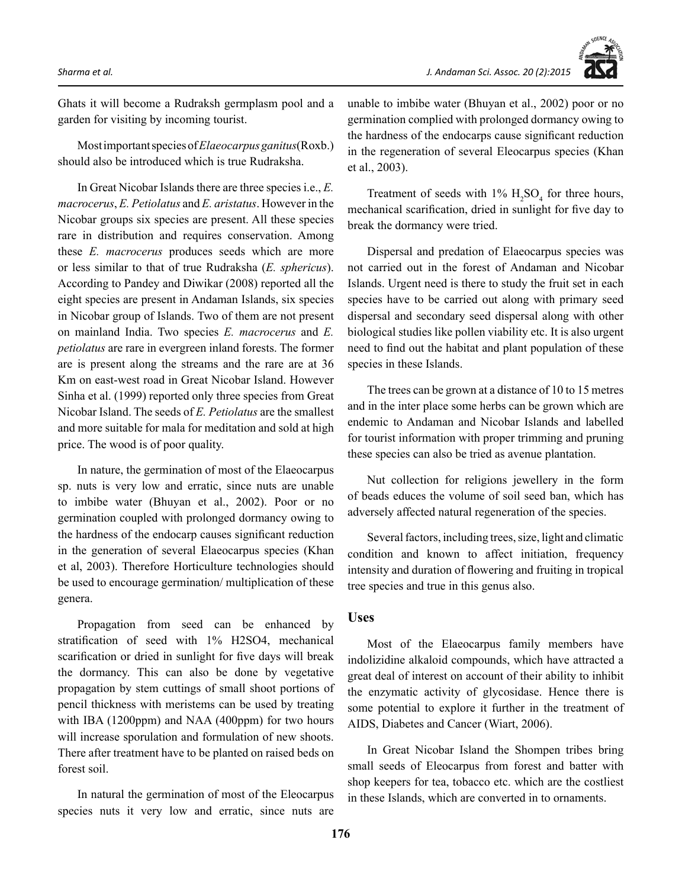Ghats it will become a Rudraksh germplasm pool and a garden for visiting by incoming tourist.

Most important species of *Elaeocarpus ganitus*(Roxb.) should also be introduced which is true Rudraksha.

In Great Nicobar Islands there are three species i.e., *E. macrocerus*, *E. Petiolatus* and *E. aristatus*. However in the Nicobar groups six species are present. All these species rare in distribution and requires conservation. Among these *E. macrocerus* produces seeds which are more or less similar to that of true Rudraksha (*E. sphericus*). According to Pandey and Diwikar (2008) reported all the eight species are present in Andaman Islands, six species in Nicobar group of Islands. Two of them are not present on mainland India. Two species *E. macrocerus* and *E. petiolatus* are rare in evergreen inland forests. The former are is present along the streams and the rare are at 36 Km on east-west road in Great Nicobar Island. However Sinha et al. (1999) reported only three species from Great Nicobar Island. The seeds of *E. Petiolatus* are the smallest and more suitable for mala for meditation and sold at high price. The wood is of poor quality.

In nature, the germination of most of the Elaeocarpus sp. nuts is very low and erratic, since nuts are unable to imbibe water (Bhuyan et al., 2002). Poor or no germination coupled with prolonged dormancy owing to the hardness of the endocarp causes significant reduction in the generation of several Elaeocarpus species (Khan et al, 2003). Therefore Horticulture technologies should be used to encourage germination/ multiplication of these genera.

Propagation from seed can be enhanced by stratification of seed with 1% H2SO4, mechanical scarification or dried in sunlight for five days will break the dormancy. This can also be done by vegetative propagation by stem cuttings of small shoot portions of pencil thickness with meristems can be used by treating with IBA (1200ppm) and NAA (400ppm) for two hours will increase sporulation and formulation of new shoots. There after treatment have to be planted on raised beds on forest soil.

In natural the germination of most of the Eleocarpus species nuts it very low and erratic, since nuts are unable to imbibe water (Bhuyan et al., 2002) poor or no germination complied with prolonged dormancy owing to the hardness of the endocarps cause significant reduction in the regeneration of several Eleocarpus species (Khan et al., 2003).

Treatment of seeds with 1% $H_2SO_4$ for three hours, mechanical scarification, dried in sunlight for five day to break the dormancy were tried.

Dispersal and predation of Elaeocarpus species was not carried out in the forest of Andaman and Nicobar Islands. Urgent need is there to study the fruit set in each species have to be carried out along with primary seed dispersal and secondary seed dispersal along with other biological studies like pollen viability etc. It is also urgent need to find out the habitat and plant population of these species in these Islands.

The trees can be grown at a distance of 10 to 15 metres and in the inter place some herbs can be grown which are endemic to Andaman and Nicobar Islands and labelled for tourist information with proper trimming and pruning these species can also be tried as avenue plantation.

Nut collection for religions jewellery in the form of beads educes the volume of soil seed ban, which has adversely affected natural regeneration of the species.

Several factors, including trees, size, light and climatic condition and known to affect initiation, frequency intensity and duration of flowering and fruiting in tropical tree species and true in this genus also.

## Uses

Most of the Elaeocarpus family members have indolizidine alkaloid compounds, which have attracted a great deal of interest on account of their ability to inhibit the enzymatic activity of glycosidase. Hence there is some potential to explore it further in the treatment of AIDS, Diabetes and Cancer (Wiart, 2006).

In Great Nicobar Island the Shompen tribes bring small seeds of Eleocarpus from forest and batter with shop keepers for tea, tobacco etc. which are the costliest in these Islands, which are converted in to ornaments.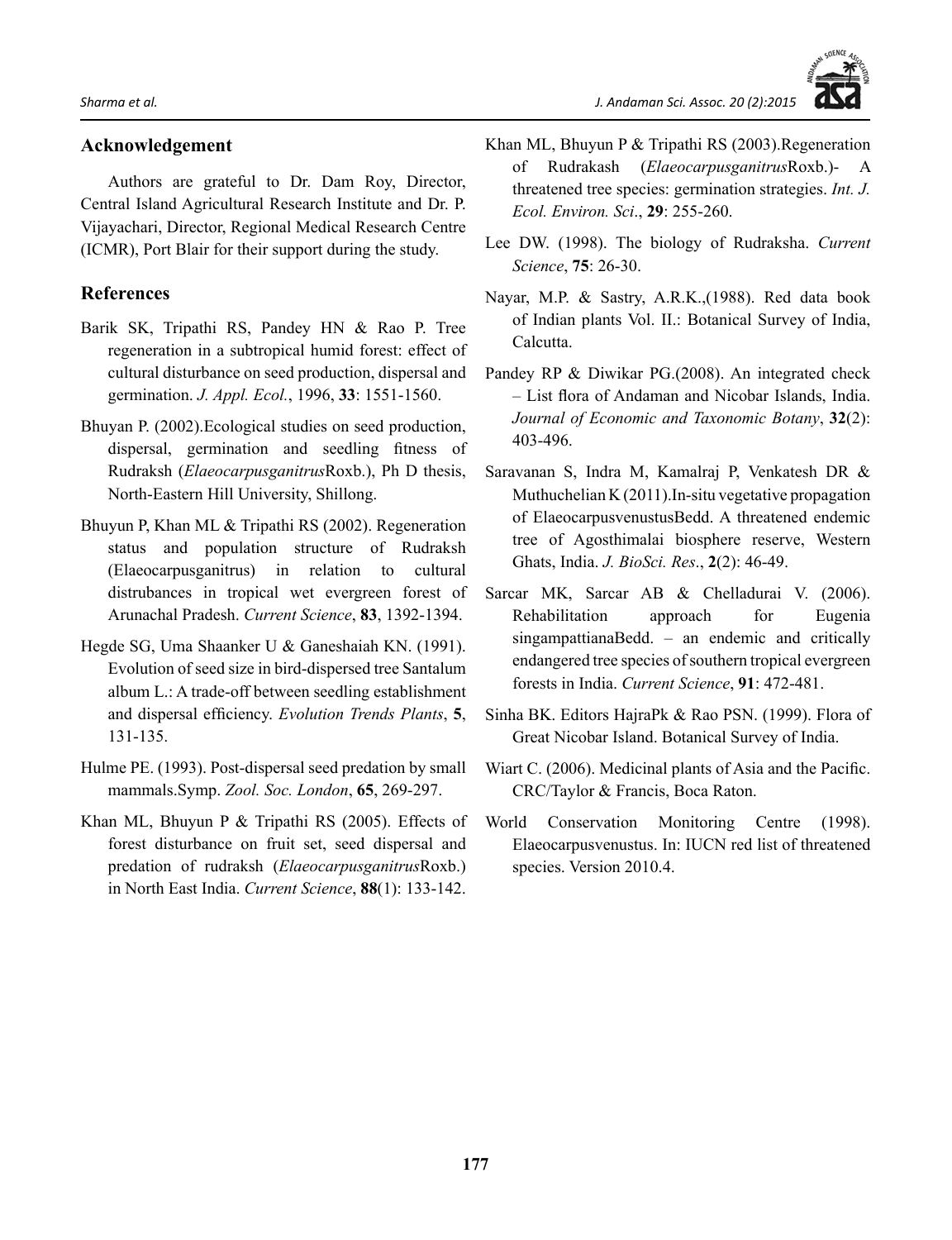## Acknowledgement

Authors are grateful to Dr. Dam Roy, Director, Central Island Agricultural Research Institute and Dr. P. Vijayachari, Director, Regional Medical Research Centre (ICMR), Port Blair for their support during the study.

## References

Barik SK, Tripathi RS, Pandey HN & Rao P. Tree regeneration in a subtropical humid forest: effect of cultural disturbance on seed production, dispersal and germination. *J. Appl. Ecol.*, 1996, **33**: 1551-1560.

Bhuyan P. (2002).Ecological studies on seed production, dispersal, germination and seedling fitness of Rudraksh (*Elaeocarpusganitrus*Roxb.), Ph D thesis, North-Eastern Hill University, Shillong.

Bhuyun P, Khan ML & Tripathi RS (2002). Regeneration status and population structure of Rudraksh (Elaeocarpusganitrus) in relation to cultural distrubances in tropical wet evergreen forest of Arunachal Pradesh. *Current Science*, **83**, 1392-1394.

Hegde SG, Uma Shaanker U & Ganeshaiah KN. (1991). Evolution of seed size in bird-dispersed tree Santalum album L.: A trade-off between seedling establishment and dispersal efficiency. *Evolution Trends Plants*, **5**, 131-135.

Hulme PE. (1993). Post-dispersal seed predation by small mammals.Symp. *Zool. Soc. London*, **65**, 269-297.

Khan ML, Bhuyun P & Tripathi RS (2005). Effects of forest disturbance on fruit set, seed dispersal and predation of rudraksh (*Elaeocarpusganitrus*Roxb.) in North East India. *Current Science*, **88**(1): 133-142.

Khan ML, Bhuyun P & Tripathi RS (2003).Regeneration of Rudrakash (*Elaeocarpusganitrus*Roxb.)- A threatened tree species: germination strategies. *Int. J. Ecol. Environ. Sci*., **29**: 255-260.

Lee DW. (1998). The biology of Rudraksha. *Current Science*, **75**: 26-30.

Nayar, M.P. & Sastry, A.R.K.,(1988). Red data book of Indian plants Vol. II.: Botanical Survey of India, Calcutta.

Pandey RP & Diwikar PG.(2008). An integrated check – List flora of Andaman and Nicobar Islands, India. *Journal of Economic and Taxonomic Botany*, **32**(2): 403-496.

Saravanan S, Indra M, Kamalraj P, Venkatesh DR & Muthuchelian K (2011).In-situ vegetative propagation of ElaeocarpusvenustusBedd. A threatened endemic tree of Agosthimalai biosphere reserve, Western Ghats, India. *J. BioSci. Res*., **2**(2): 46-49.

Sarcar MK, Sarcar AB & Chelladurai V. (2006). Rehabilitation approach for Eugenia singampattianaBedd. – an endemic and critically endangered tree species of southern tropical evergreen forests in India. *Current Science*, **91**: 472-481.

Sinha BK. Editors HajraPk & Rao PSN. (1999). Flora of Great Nicobar Island. Botanical Survey of India.

Wiart C. (2006). Medicinal plants of Asia and the Pacific. CRC/Taylor & Francis, Boca Raton.

World Conservation Monitoring Centre (1998). Elaeocarpusvenustus. In: IUCN red list of threatened species. Version 2010.4.